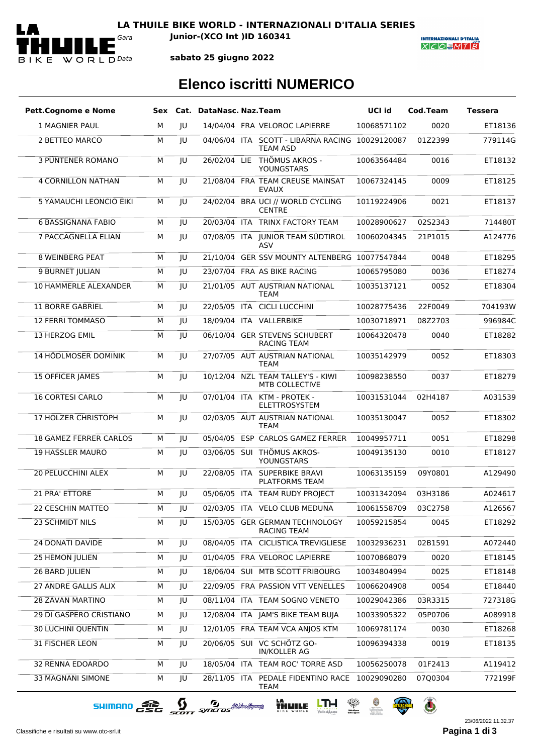# LA THUILE BIKE WORLD - INTERNAZIONALI D'ITALIA SERIES

Gara **Junior-(XCO Int )ID 160341**

Data **sabato 25 giugno 2022**

## Elenco iscritti NUMERICO

| Pett. | Cognome e Nome | Sex | Cat. | DataNasc. | Naz. | Team | UCI id | Cod.Team | Tessera |
|---|---|---|---|---|---|---|---|---|---|
| 1 | MAGNIER PAUL | M | JU | 14/04/04 | FRA | VELOROC LAPIERRE | 10068571102 | 0020 | ET18136 |
| 2 | BETTEO MARCO | M | JU | 04/06/04 | ITA | SCOTT - LIBARNA RACING TEAM ASD | 10029120087 | 01Z2399 | 779114G |
| 3 | PÜNTENER ROMANO | M | JU | 26/02/04 | LIE | THÖMUS AKROS - YOUNGSTARS | 10063564484 | 0016 | ET18132 |
| 4 | CORNILLON NATHAN | M | JU | 21/08/04 | FRA | TEAM CREUSE MAINSAT EVAUX | 10067324145 | 0009 | ET18125 |
| 5 | YAMAUCHI LEONCIO EIKI | M | JU | 24/02/04 | BRA | UCI // WORLD CYCLING CENTRE | 10119224906 | 0021 | ET18137 |
| 6 | BASSIGNANA FABIO | M | JU | 20/03/04 | ITA | TRINX FACTORY TEAM | 10028900627 | 02S2343 | 714480T |
| 7 | PACCAGNELLA ELIAN | M | JU | 07/08/05 | ITA | JUNIOR TEAM SÜDTIROL ASV | 10060204345 | 21P1015 | A124776 |
| 8 | WEINBERG PEAT | M | JU | 21/10/04 | GER | SSV MOUNTY ALTENBERG | 10077547844 | 0048 | ET18295 |
| 9 | BURNET JULIAN | M | JU | 23/07/04 | FRA | AS BIKE RACING | 10065795080 | 0036 | ET18274 |
| 10 | HAMMERLE ALEXANDER | M | JU | 21/01/05 | AUT | AUSTRIAN NATIONAL TEAM | 10035137121 | 0052 | ET18304 |
| 11 | BORRE GABRIEL | M | JU | 22/05/05 | ITA | CICLI LUCCHINI | 10028775436 | 22F0049 | 704193W |
| 12 | FERRI TOMMASO | M | JU | 18/09/04 | ITA | VALLERBIKE | 10030718971 | 08Z2703 | 996984C |
| 13 | HERZOG EMIL | M | JU | 06/10/04 | GER | STEVENS SCHUBERT RACING TEAM | 10064320478 | 0040 | ET18282 |
| 14 | HÖDLMOSER DOMINIK | M | JU | 27/07/05 | AUT | AUSTRIAN NATIONAL TEAM | 10035142979 | 0052 | ET18303 |
| 15 | OFFICER JAMES | M | JU | 10/12/04 | NZL | TEAM TALLEY'S - KIWI MTB COLLECTIVE | 10098238550 | 0037 | ET18279 |
| 16 | CORTESI CARLO | M | JU | 07/01/04 | ITA | KTM - PROTEK - ELETTROSYSTEM | 10031531044 | 02H4187 | A031539 |
| 17 | HOLZER CHRISTOPH | M | JU | 02/03/05 | AUT | AUSTRIAN NATIONAL TEAM | 10035130047 | 0052 | ET18302 |
| 18 | GAMEZ FERRER CARLOS | M | JU | 05/04/05 | ESP | CARLOS GAMEZ FERRER | 10049957711 | 0051 | ET18298 |
| 19 | HASSLER MAURO | M | JU | 03/06/05 | SUI | THÖMUS AKROS-YOUNGSTARS | 10049135130 | 0010 | ET18127 |
| 20 | PELUCCHINI ALEX | M | JU | 22/08/05 | ITA | SUPERBIKE BRAVI PLATFORMS TEAM | 10063135159 | 09Y0801 | A129490 |
| 21 | PRA' ETTORE | M | JU | 05/06/05 | ITA | TEAM RUDY PROJECT | 10031342094 | 03H3186 | A024617 |
| 22 | CESCHIN MATTEO | M | JU | 02/03/05 | ITA | VELO CLUB MEDUNA | 10061558709 | 03C2758 | A126567 |
| 23 | SCHMIDT NILS | M | JU | 15/03/05 | GER | GERMAN TECHNOLOGY RACING TEAM | 10059215854 | 0045 | ET18292 |
| 24 | DONATI DAVIDE | M | JU | 08/04/05 | ITA | CICLISTICA TREVIGLIESE | 10032936231 | 02B1591 | A072440 |
| 25 | HEMON JULIEN | M | JU | 01/04/05 | FRA | VELOROC LAPIERRE | 10070868079 | 0020 | ET18145 |
| 26 | BARD JULIEN | M | JU | 18/06/04 | SUI | MTB SCOTT FRIBOURG | 10034804994 | 0025 | ET18148 |
| 27 | ANDRE GALLIS ALIX | M | JU | 22/09/05 | FRA | PASSION VTT VENELLES | 10066204908 | 0054 | ET18440 |
| 28 | ZAVAN MARTINO | M | JU | 08/11/04 | ITA | TEAM SOGNO VENETO | 10029042386 | 03R3315 | 727318G |
| 29 | DI GASPERO CRISTIANO | M | JU | 12/08/04 | ITA | JAM'S BIKE TEAM BUJA | 10033905322 | 05P0706 | A089918 |
| 30 | LUCHINI QUENTIN | M | JU | 12/01/05 | FRA | TEAM VCA ANJOS KTM | 10069781174 | 0030 | ET18268 |
| 31 | FISCHER LEON | M | JU | 20/06/05 | SUI | VC SCHÖTZ GO-IN/KOLLER AG | 10096394338 | 0019 | ET18135 |
| 32 | RENNA EDOARDO | M | JU | 18/05/04 | ITA | TEAM ROC' TORRE ASD | 10056250078 | 01F2413 | A119412 |
| 33 | MAGNANI SIMONE | M | JU | 28/11/05 | ITA | PEDALE FIDENTINO RACE TEAM | 10029090280 | 07Q0304 | 772199F |

23/06/2022 11.32.37

Classifiche e risultati su www.otc-srl.it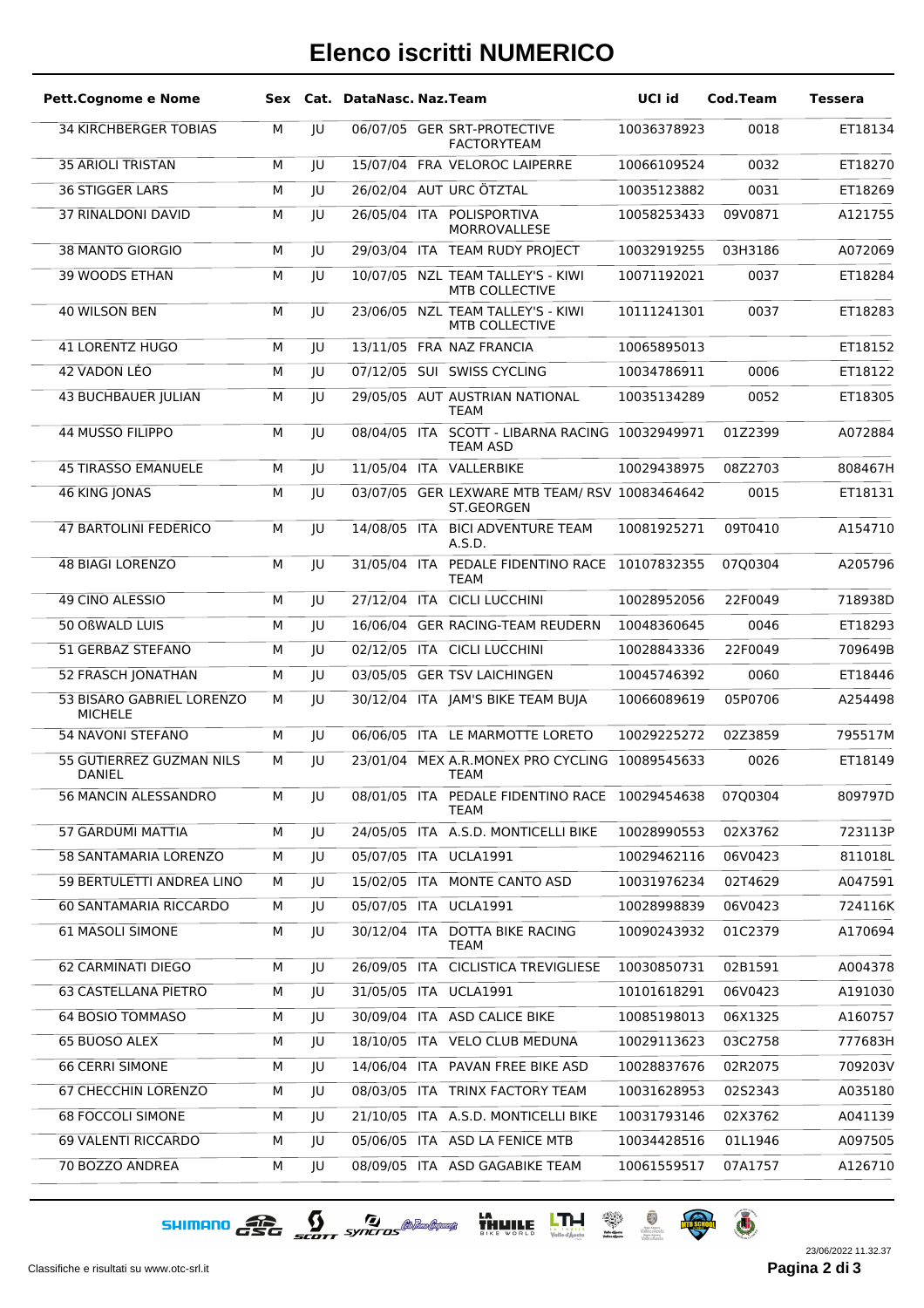# Elenco iscritti NUMERICO

| Pett. | Cognome e Nome | Sex | Cat. | DataNasc. | Naz. | Team | UCI id | Cod.Team | Tessera |
|---|---|---|---|---|---|---|---|---|---|
| 34 | KIRCHBERGER TOBIAS | M | JU | 06/07/05 | GER | SRT-PROTECTIVE FACTORYTEAM | 10036378923 | 0018 | ET18134 |
| 35 | ARIOLI TRISTAN | M | JU | 15/07/04 | FRA | VELOROC LAIPERRE | 10066109524 | 0032 | ET18270 |
| 36 | STIGGER LARS | M | JU | 26/02/04 | AUT | URC ÖTZTAL | 10035123882 | 0031 | ET18269 |
| 37 | RINALDONI DAVID | M | JU | 26/05/04 | ITA | POLISPORTIVA MORROVALLESE | 10058253433 | 09V0871 | A121755 |
| 38 | MANTO GIORGIO | M | JU | 29/03/04 | ITA | TEAM RUDY PROJECT | 10032919255 | 03H3186 | A072069 |
| 39 | WOODS ETHAN | M | JU | 10/07/05 | NZL | TEAM TALLEY'S - KIWI MTB COLLECTIVE | 10071192021 | 0037 | ET18284 |
| 40 | WILSON BEN | M | JU | 23/06/05 | NZL | TEAM TALLEY'S - KIWI MTB COLLECTIVE | 10111241301 | 0037 | ET18283 |
| 41 | LORENTZ HUGO | M | JU | 13/11/05 | FRA | NAZ FRANCIA | 10065895013 | | ET18152 |
| 42 | VADON LÉO | M | JU | 07/12/05 | SUI | SWISS CYCLING | 10034786911 | 0006 | ET18122 |
| 43 | BUCHBAUER JULIAN | M | JU | 29/05/05 | AUT | AUSTRIAN NATIONAL TEAM | 10035134289 | 0052 | ET18305 |
| 44 | MUSSO FILIPPO | M | JU | 08/04/05 | ITA | SCOTT - LIBARNA RACING TEAM ASD | 10032949971 | 01Z2399 | A072884 |
| 45 | TIRASSO EMANUELE | M | JU | 11/05/04 | ITA | VALLERBIKE | 10029438975 | 08Z2703 | 808467H |
| 46 | KING JONAS | M | JU | 03/07/05 | GER | LEXWARE MTB TEAM/ RSV ST.GEORGEN | 10083464642 | 0015 | ET18131 |
| 47 | BARTOLINI FEDERICO | M | JU | 14/08/05 | ITA | BICI ADVENTURE TEAM A.S.D. | 10081925271 | 09T0410 | A154710 |
| 48 | BIAGI LORENZO | M | JU | 31/05/04 | ITA | PEDALE FIDENTINO RACE TEAM | 10107832355 | 07Q0304 | A205796 |
| 49 | CINO ALESSIO | M | JU | 27/12/04 | ITA | CICLI LUCCHINI | 10028952056 | 22F0049 | 718938D |
| 50 | OßWALD LUIS | M | JU | 16/06/04 | GER | RACING-TEAM REUDERN | 10048360645 | 0046 | ET18293 |
| 51 | GERBAZ STEFANO | M | JU | 02/12/05 | ITA | CICLI LUCCHINI | 10028843336 | 22F0049 | 709649B |
| 52 | FRASCH JONATHAN | M | JU | 03/05/05 | GER | TSV LAICHINGEN | 10045746392 | 0060 | ET18446 |
| 53 | BISARO GABRIEL LORENZO MICHELE | M | JU | 30/12/04 | ITA | JAM'S BIKE TEAM BUJA | 10066089619 | 05P0706 | A254498 |
| 54 | NAVONI STEFANO | M | JU | 06/06/05 | ITA | LE MARMOTTE LORETO | 10029225272 | 02Z3859 | 795517M |
| 55 | GUTIERREZ GUZMAN NILS DANIEL | M | JU | 23/01/04 | MEX | A.R.MONEX PRO CYCLING TEAM | 10089545633 | 0026 | ET18149 |
| 56 | MANCIN ALESSANDRO | M | JU | 08/01/05 | ITA | PEDALE FIDENTINO RACE TEAM | 10029454638 | 07Q0304 | 809797D |
| 57 | GARDUMI MATTIA | M | JU | 24/05/05 | ITA | A.S.D. MONTICELLI BIKE | 10028990553 | 02X3762 | 723113P |
| 58 | SANTAMARIA LORENZO | M | JU | 05/07/05 | ITA | UCLA1991 | 10029462116 | 06V0423 | 811018L |
| 59 | BERTULETTI ANDREA LINO | M | JU | 15/02/05 | ITA | MONTE CANTO ASD | 10031976234 | 02T4629 | A047591 |
| 60 | SANTAMARIA RICCARDO | M | JU | 05/07/05 | ITA | UCLA1991 | 10028998839 | 06V0423 | 724116K |
| 61 | MASOLI SIMONE | M | JU | 30/12/04 | ITA | DOTTA BIKE RACING TEAM | 10090243932 | 01C2379 | A170694 |
| 62 | CARMINATI DIEGO | M | JU | 26/09/05 | ITA | CICLISTICA TREVIGLIESE | 10030850731 | 02B1591 | A004378 |
| 63 | CASTELLANA PIETRO | M | JU | 31/05/05 | ITA | UCLA1991 | 10101618291 | 06V0423 | A191030 |
| 64 | BOSIO TOMMASO | M | JU | 30/09/04 | ITA | ASD CALICE BIKE | 10085198013 | 06X1325 | A160757 |
| 65 | BUOSO ALEX | M | JU | 18/10/05 | ITA | VELO CLUB MEDUNA | 10029113623 | 03C2758 | 777683H |
| 66 | CERRI SIMONE | M | JU | 14/06/04 | ITA | PAVAN FREE BIKE ASD | 10028837676 | 02R2075 | 709203V |
| 67 | CHECCHIN LORENZO | M | JU | 08/03/05 | ITA | TRINX FACTORY TEAM | 10031628953 | 02S2343 | A035180 |
| 68 | FOCCOLI SIMONE | M | JU | 21/10/05 | ITA | A.S.D. MONTICELLI BIKE | 10031793146 | 02X3762 | A041139 |
| 69 | VALENTI RICCARDO | M | JU | 05/06/05 | ITA | ASD LA FENICE MTB | 10034428516 | 01L1946 | A097505 |
| 70 | BOZZO ANDREA | M | JU | 08/09/05 | ITA | ASD GAGABIKE TEAM | 10061559517 | 07A1757 | A126710 |

23/06/2022 11.32.37

Classifiche e risultati su www.otc-srl.it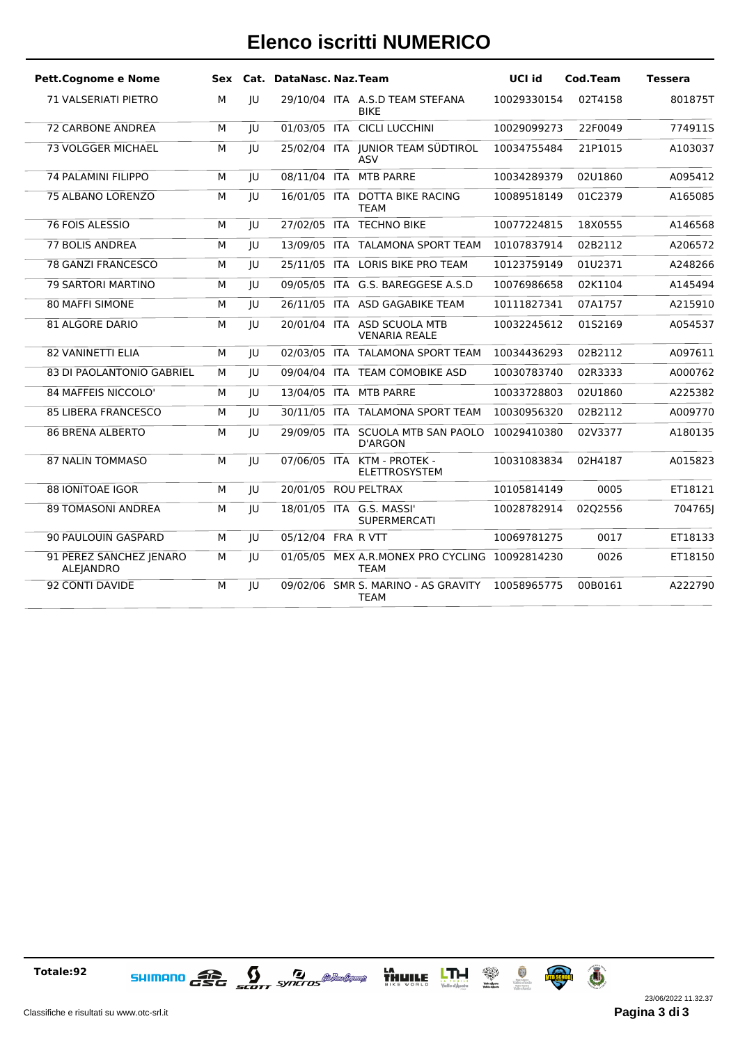# Elenco iscritti NUMERICO

| Pett.Cognome e Nome | Sex | Cat. | DataNasc. | Naz. | Team | UCI id | Cod.Team | Tessera |
|---|---|---|---|---|---|---|---|---|
| 71 VALSERIATI PIETRO | M | JU | 29/10/04 | ITA | A.S.D TEAM STEFANA BIKE | 10029330154 | 02T4158 | 801875T |
| 72 CARBONE ANDREA | M | JU | 01/03/05 | ITA | CICLI LUCCHINI | 10029099273 | 22F0049 | 774911S |
| 73 VOLGGER MICHAEL | M | JU | 25/02/04 | ITA | JUNIOR TEAM SÜDTIROL ASV | 10034755484 | 21P1015 | A103037 |
| 74 PALAMINI FILIPPO | M | JU | 08/11/04 | ITA | MTB PARRE | 10034289379 | 02U1860 | A095412 |
| 75 ALBANO LORENZO | M | JU | 16/01/05 | ITA | DOTTA BIKE RACING TEAM | 10089518149 | 01C2379 | A165085 |
| 76 FOIS ALESSIO | M | JU | 27/02/05 | ITA | TECHNO BIKE | 10077224815 | 18X0555 | A146568 |
| 77 BOLIS ANDREA | M | JU | 13/09/05 | ITA | TALAMONA SPORT TEAM | 10107837914 | 02B2112 | A206572 |
| 78 GANZI FRANCESCO | M | JU | 25/11/05 | ITA | LORIS BIKE PRO TEAM | 10123759149 | 01U2371 | A248266 |
| 79 SARTORI MARTINO | M | JU | 09/05/05 | ITA | G.S. BAREGGESE A.S.D | 10076986658 | 02K1104 | A145494 |
| 80 MAFFI SIMONE | M | JU | 26/11/05 | ITA | ASD GAGABIKE TEAM | 10111827341 | 07A1757 | A215910 |
| 81 ALGORE DARIO | M | JU | 20/01/04 | ITA | ASD SCUOLA MTB VENARIA REALE | 10032245612 | 01S2169 | A054537 |
| 82 VANINETTI ELIA | M | JU | 02/03/05 | ITA | TALAMONA SPORT TEAM | 10034436293 | 02B2112 | A097611 |
| 83 DI PAOLANTONIO GABRIEL | M | JU | 09/04/04 | ITA | TEAM COMOBIKE ASD | 10030783740 | 02R3333 | A000762 |
| 84 MAFFEIS NICCOLO' | M | JU | 13/04/05 | ITA | MTB PARRE | 10033728803 | 02U1860 | A225382 |
| 85 LIBERA FRANCESCO | M | JU | 30/11/05 | ITA | TALAMONA SPORT TEAM | 10030956320 | 02B2112 | A009770 |
| 86 BRENA ALBERTO | M | JU | 29/09/05 | ITA | SCUOLA MTB SAN PAOLO D'ARGON | 10029410380 | 02V3377 | A180135 |
| 87 NALIN TOMMASO | M | JU | 07/06/05 | ITA | KTM - PROTEK - ELETTROSYSTEM | 10031083834 | 02H4187 | A015823 |
| 88 IONITOAE IGOR | M | JU | 20/01/05 | ROU | PELTRAX | 10105814149 | 0005 | ET18121 |
| 89 TOMASONI ANDREA | M | JU | 18/01/05 | ITA | G.S. MASSI' SUPERMERCATI | 10028782914 | 02Q2556 | 704765J |
| 90 PAULOUIN GASPARD | M | JU | 05/12/04 | FRA | R VTT | 10069781275 | 0017 | ET18133 |
| 91 PEREZ SANCHEZ JENARO ALEJANDRO | M | JU | 01/05/05 | MEX | A.R.MONEX PRO CYCLING TEAM | 10092814230 | 0026 | ET18150 |
| 92 CONTI DAVIDE | M | JU | 09/02/06 | SMR | S. MARINO - AS GRAVITY TEAM | 10058965775 | 00B0161 | A222790 |

**Totale:92**

23/06/2022 11.32.37

Classifiche e risultati su www.otc-srl.it